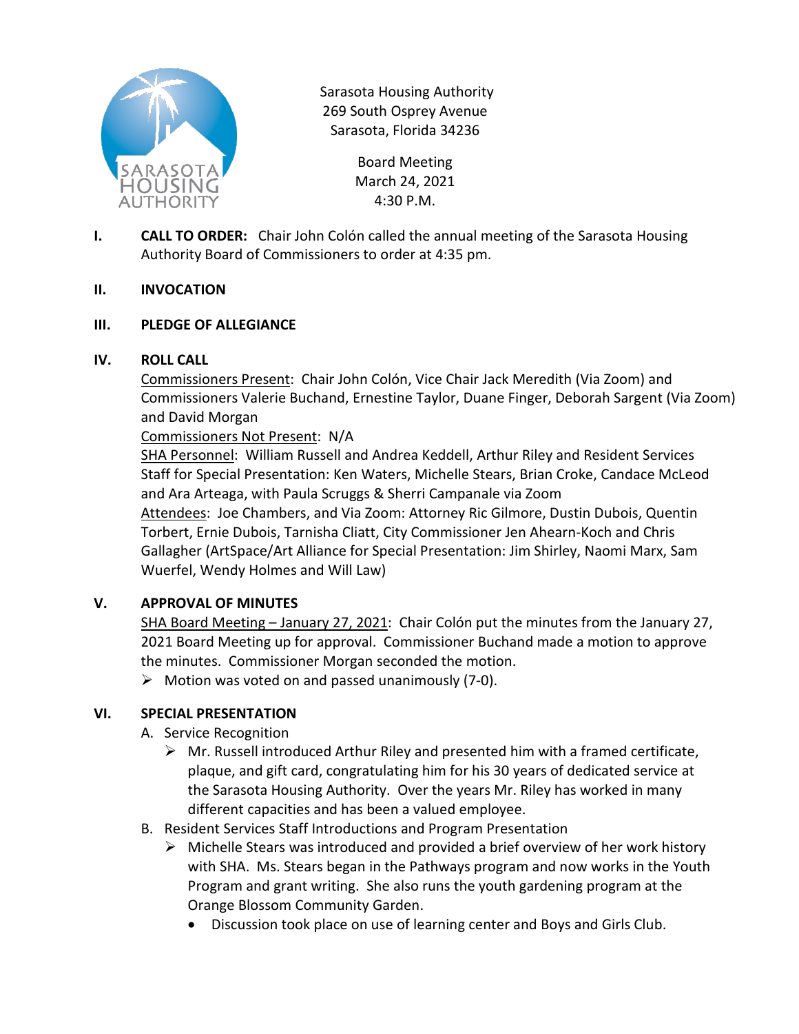Sarasota Housing Authority
269 South Osprey Avenue
Sarasota, Florida 34236

Board Meeting
March 24, 2021
4:30 P.M.

**I. CALL TO ORDER:** Chair John Colón called the annual meeting of the Sarasota Housing Authority Board of Commissioners to order at 4:35 pm.

**II. INVOCATION**

**III. PLEDGE OF ALLEGIANCE**

**IV. ROLL CALL**

Commissioners Present: Chair John Colón, Vice Chair Jack Meredith (Via Zoom) and Commissioners Valerie Buchand, Ernestine Taylor, Duane Finger, Deborah Sargent (Via Zoom) and David Morgan

Commissioners Not Present: N/A

SHA Personnel: William Russell and Andrea Keddell, Arthur Riley and Resident Services Staff for Special Presentation: Ken Waters, Michelle Stears, Brian Croke, Candace McLeod and Ara Arteaga, with Paula Scruggs & Sherri Campanale via Zoom

Attendees: Joe Chambers, and Via Zoom: Attorney Ric Gilmore, Dustin Dubois, Quentin Torbert, Ernie Dubois, Tarnisha Cliatt, City Commissioner Jen Ahearn-Koch and Chris Gallagher (ArtSpace/Art Alliance for Special Presentation: Jim Shirley, Naomi Marx, Sam Wuerfel, Wendy Holmes and Will Law)

**V. APPROVAL OF MINUTES**

SHA Board Meeting – January 27, 2021: Chair Colón put the minutes from the January 27, 2021 Board Meeting up for approval. Commissioner Buchand made a motion to approve the minutes. Commissioner Morgan seconded the motion.

- Motion was voted on and passed unanimously (7-0).

**VI. SPECIAL PRESENTATION**

A. Service Recognition
   - Mr. Russell introduced Arthur Riley and presented him with a framed certificate, plaque, and gift card, congratulating him for his 30 years of dedicated service at the Sarasota Housing Authority. Over the years Mr. Riley has worked in many different capacities and has been a valued employee.

B. Resident Services Staff Introductions and Program Presentation
   - Michelle Stears was introduced and provided a brief overview of her work history with SHA. Ms. Stears began in the Pathways program and now works in the Youth Program and grant writing. She also runs the youth gardening program at the Orange Blossom Community Garden.
     - Discussion took place on use of learning center and Boys and Girls Club.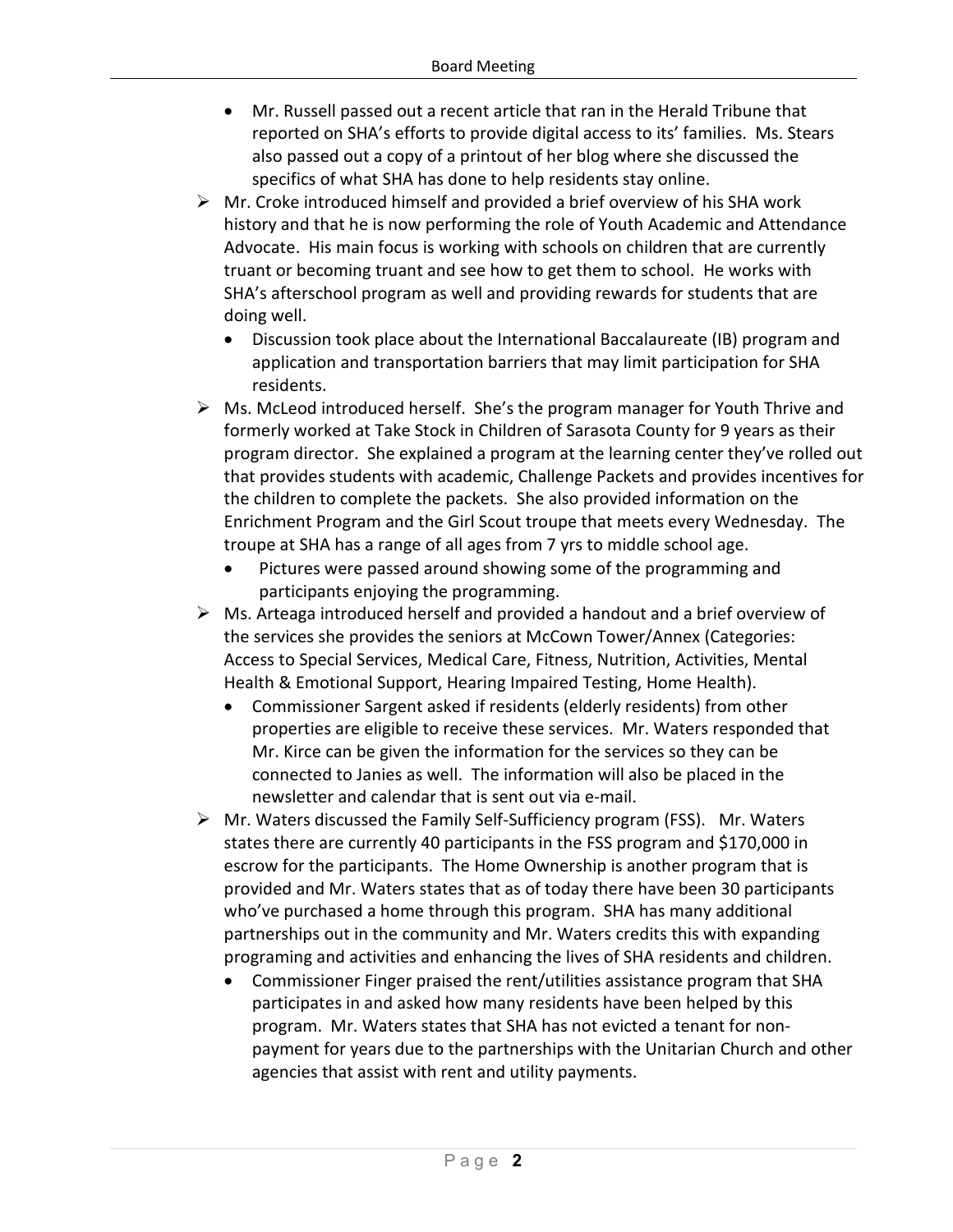- Mr. Russell passed out a recent article that ran in the Herald Tribune that reported on SHA's efforts to provide digital access to its' families. Ms. Stears also passed out a copy of a printout of her blog where she discussed the specifics of what SHA has done to help residents stay online.

- Mr. Croke introduced himself and provided a brief overview of his SHA work history and that he is now performing the role of Youth Academic and Attendance Advocate. His main focus is working with schools on children that are currently truant or becoming truant and see how to get them to school. He works with SHA's afterschool program as well and providing rewards for students that are doing well.
  - Discussion took place about the International Baccalaureate (IB) program and application and transportation barriers that may limit participation for SHA residents.
- Ms. McLeod introduced herself. She's the program manager for Youth Thrive and formerly worked at Take Stock in Children of Sarasota County for 9 years as their program director. She explained a program at the learning center they've rolled out that provides students with academic, Challenge Packets and provides incentives for the children to complete the packets. She also provided information on the Enrichment Program and the Girl Scout troupe that meets every Wednesday. The troupe at SHA has a range of all ages from 7 yrs to middle school age.
  - Pictures were passed around showing some of the programming and participants enjoying the programming.
- Ms. Arteaga introduced herself and provided a handout and a brief overview of the services she provides the seniors at McCown Tower/Annex (Categories: Access to Special Services, Medical Care, Fitness, Nutrition, Activities, Mental Health & Emotional Support, Hearing Impaired Testing, Home Health).
  - Commissioner Sargent asked if residents (elderly residents) from other properties are eligible to receive these services. Mr. Waters responded that Mr. Kirce can be given the information for the services so they can be connected to Janies as well. The information will also be placed in the newsletter and calendar that is sent out via e-mail.
- Mr. Waters discussed the Family Self-Sufficiency program (FSS). Mr. Waters states there are currently 40 participants in the FSS program and $170,000 in escrow for the participants. The Home Ownership is another program that is provided and Mr. Waters states that as of today there have been 30 participants who've purchased a home through this program. SHA has many additional partnerships out in the community and Mr. Waters credits this with expanding programing and activities and enhancing the lives of SHA residents and children.
  - Commissioner Finger praised the rent/utilities assistance program that SHA participates in and asked how many residents have been helped by this program. Mr. Waters states that SHA has not evicted a tenant for non-payment for years due to the partnerships with the Unitarian Church and other agencies that assist with rent and utility payments.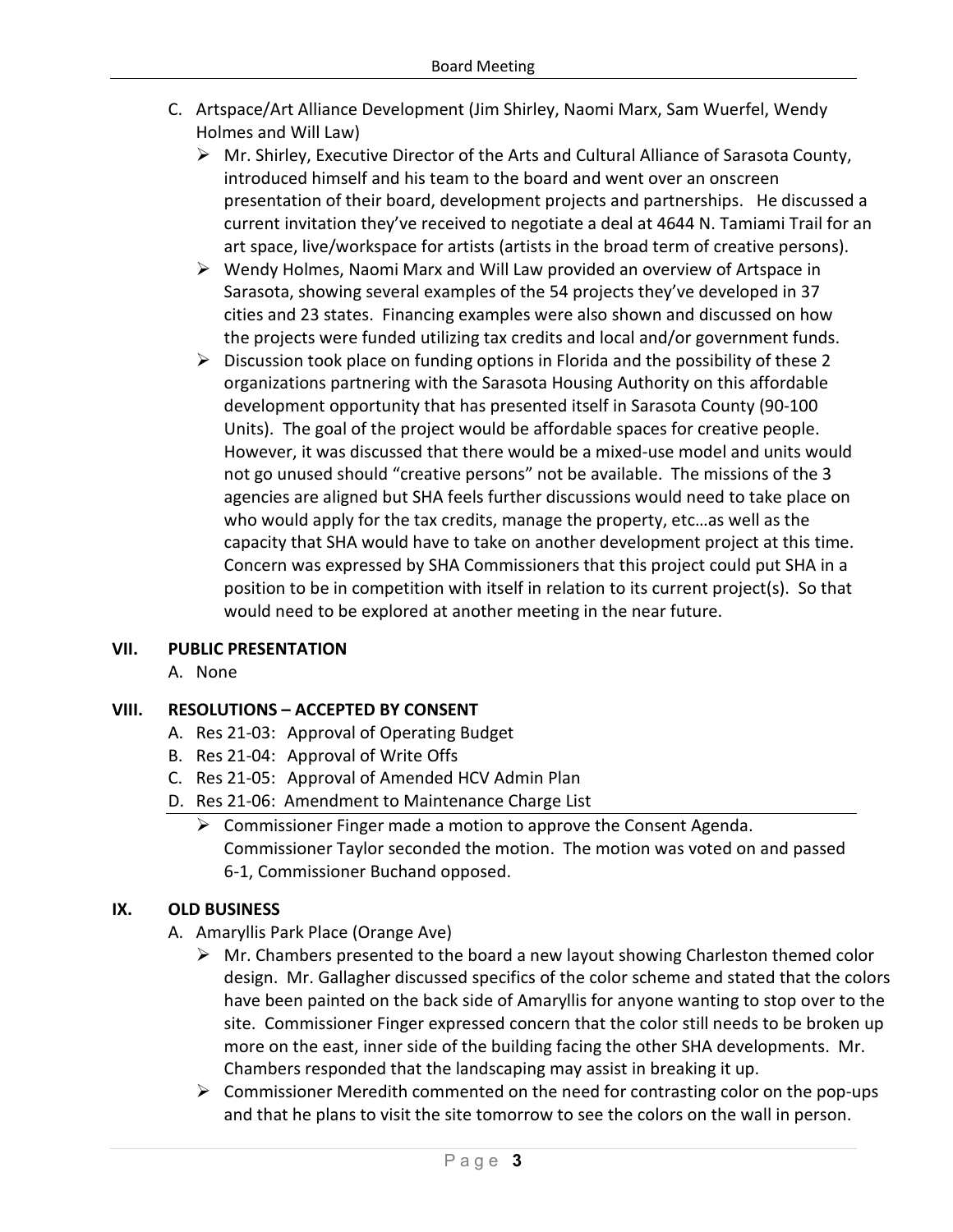C. Artspace/Art Alliance Development (Jim Shirley, Naomi Marx, Sam Wuerfel, Wendy Holmes and Will Law)
   - Mr. Shirley, Executive Director of the Arts and Cultural Alliance of Sarasota County, introduced himself and his team to the board and went over an onscreen presentation of their board, development projects and partnerships. He discussed a current invitation they've received to negotiate a deal at 4644 N. Tamiami Trail for an art space, live/workspace for artists (artists in the broad term of creative persons).
   - Wendy Holmes, Naomi Marx and Will Law provided an overview of Artspace in Sarasota, showing several examples of the 54 projects they've developed in 37 cities and 23 states. Financing examples were also shown and discussed on how the projects were funded utilizing tax credits and local and/or government funds.
   - Discussion took place on funding options in Florida and the possibility of these 2 organizations partnering with the Sarasota Housing Authority on this affordable development opportunity that has presented itself in Sarasota County (90-100 Units). The goal of the project would be affordable spaces for creative people. However, it was discussed that there would be a mixed-use model and units would not go unused should "creative persons" not be available. The missions of the 3 agencies are aligned but SHA feels further discussions would need to take place on who would apply for the tax credits, manage the property, etc…as well as the capacity that SHA would have to take on another development project at this time. Concern was expressed by SHA Commissioners that this project could put SHA in a position to be in competition with itself in relation to its current project(s). So that would need to be explored at another meeting in the near future.

## VII. PUBLIC PRESENTATION

A. None

## VIII. RESOLUTIONS – ACCEPTED BY CONSENT

A. Res 21-03: Approval of Operating Budget
B. Res 21-04: Approval of Write Offs
C. Res 21-05: Approval of Amended HCV Admin Plan
D. Res 21-06: Amendment to Maintenance Charge List
   - Commissioner Finger made a motion to approve the Consent Agenda. Commissioner Taylor seconded the motion. The motion was voted on and passed 6-1, Commissioner Buchand opposed.

## IX. OLD BUSINESS

A. Amaryllis Park Place (Orange Ave)
   - Mr. Chambers presented to the board a new layout showing Charleston themed color design. Mr. Gallagher discussed specifics of the color scheme and stated that the colors have been painted on the back side of Amaryllis for anyone wanting to stop over to the site. Commissioner Finger expressed concern that the color still needs to be broken up more on the east, inner side of the building facing the other SHA developments. Mr. Chambers responded that the landscaping may assist in breaking it up.
   - Commissioner Meredith commented on the need for contrasting color on the pop-ups and that he plans to visit the site tomorrow to see the colors on the wall in person.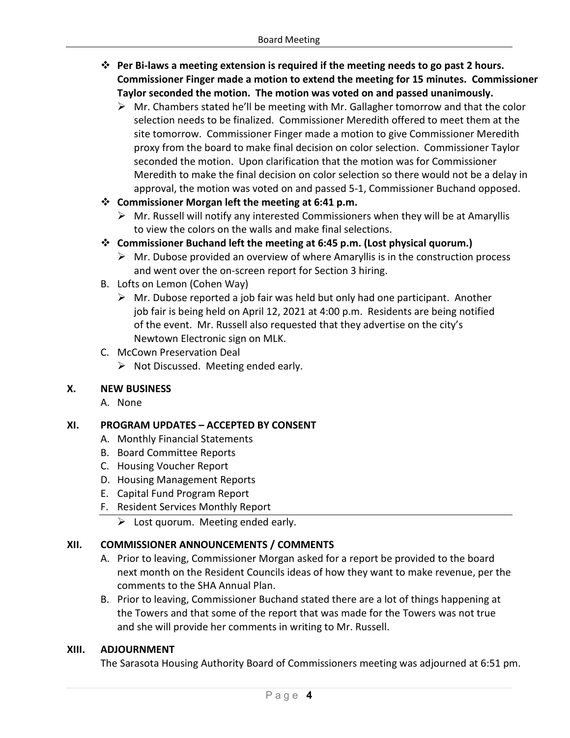- **Per Bi-laws a meeting extension is required if the meeting needs to go past 2 hours. Commissioner Finger made a motion to extend the meeting for 15 minutes. Commissioner Taylor seconded the motion. The motion was voted on and passed unanimously.**
  - Mr. Chambers stated he'll be meeting with Mr. Gallagher tomorrow and that the color selection needs to be finalized. Commissioner Meredith offered to meet them at the site tomorrow. Commissioner Finger made a motion to give Commissioner Meredith proxy from the board to make final decision on color selection. Commissioner Taylor seconded the motion. Upon clarification that the motion was for Commissioner Meredith to make the final decision on color selection so there would not be a delay in approval, the motion was voted on and passed 5-1, Commissioner Buchand opposed.
- **Commissioner Morgan left the meeting at 6:41 p.m.**
  - Mr. Russell will notify any interested Commissioners when they will be at Amaryllis to view the colors on the walls and make final selections.
- **Commissioner Buchand left the meeting at 6:45 p.m. (Lost physical quorum.)**
  - Mr. Dubose provided an overview of where Amaryllis is in the construction process and went over the on-screen report for Section 3 hiring.

B. Lofts on Lemon (Cohen Way)
  - Mr. Dubose reported a job fair was held but only had one participant. Another job fair is being held on April 12, 2021 at 4:00 p.m. Residents are being notified of the event. Mr. Russell also requested that they advertise on the city's Newtown Electronic sign on MLK.

C. McCown Preservation Deal
  - Not Discussed. Meeting ended early.

## X. NEW BUSINESS

A. None

## XI. PROGRAM UPDATES – ACCEPTED BY CONSENT

A. Monthly Financial Statements
B. Board Committee Reports
C. Housing Voucher Report
D. Housing Management Reports
E. Capital Fund Program Report
F. Resident Services Monthly Report
  - Lost quorum. Meeting ended early.

## XII. COMMISSIONER ANNOUNCEMENTS / COMMENTS

A. Prior to leaving, Commissioner Morgan asked for a report be provided to the board next month on the Resident Councils ideas of how they want to make revenue, per the comments to the SHA Annual Plan.
B. Prior to leaving, Commissioner Buchand stated there are a lot of things happening at the Towers and that some of the report that was made for the Towers was not true and she will provide her comments in writing to Mr. Russell.

## XIII. ADJOURNMENT

The Sarasota Housing Authority Board of Commissioners meeting was adjourned at 6:51 pm.